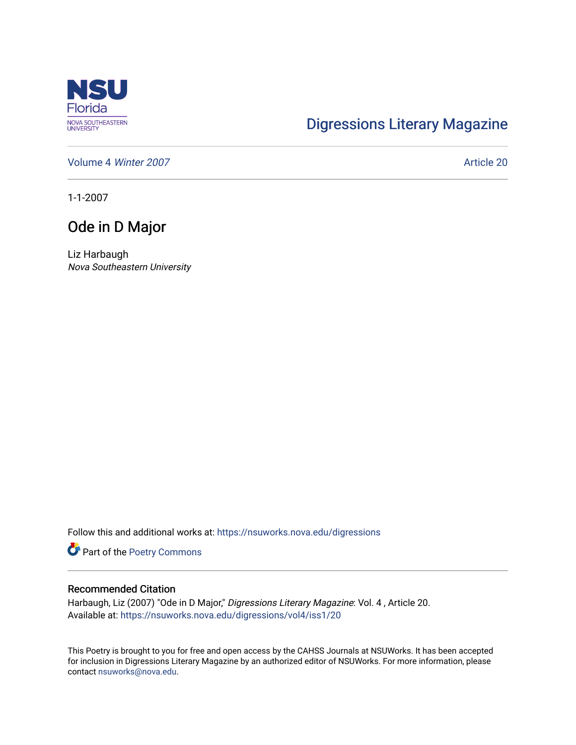NSU Florida
NOVA SOUTHEASTERN UNIVERSITY

[Digressions Literary Magazine](https://nsuworks.nova.edu/digressions)

Volume 4 *Winter 2007* Article 20

1-1-2007

# Ode in D Major

Liz Harbaugh
*Nova Southeastern University*

Follow this and additional works at: https://nsuworks.nova.edu/digressions

Part of the Poetry Commons

## Recommended Citation

Harbaugh, Liz (2007) "Ode in D Major," *Digressions Literary Magazine*: Vol. 4 , Article 20.
Available at: https://nsuworks.nova.edu/digressions/vol4/iss1/20

This Poetry is brought to you for free and open access by the CAHSS Journals at NSUWorks. It has been accepted for inclusion in Digressions Literary Magazine by an authorized editor of NSUWorks. For more information, please contact nsuworks@nova.edu.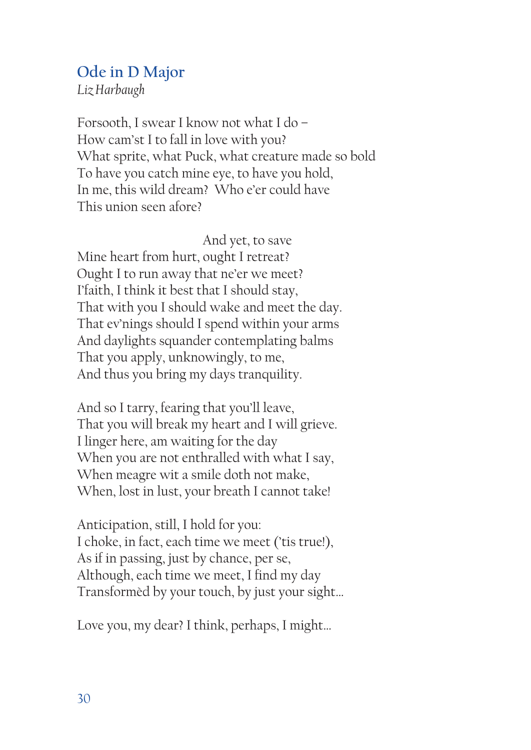## Ode in D Major

*Liz Harbaugh*

Forsooth, I swear I know not what I do –  
How cam'st I to fall in love with you?  
What sprite, what Puck, what creature made so bold  
To have you catch mine eye, to have you hold,  
In me, this wild dream? Who e'er could have  
This union seen afore?

And yet, to save  
Mine heart from hurt, ought I retreat?  
Ought I to run away that ne'er we meet?  
I'faith, I think it best that I should stay,  
That with you I should wake and meet the day.  
That ev'nings should I spend within your arms  
And daylights squander contemplating balms  
That you apply, unknowingly, to me,  
And thus you bring my days tranquility.

And so I tarry, fearing that you'll leave,  
That you will break my heart and I will grieve.  
I linger here, am waiting for the day  
When you are not enthralled with what I say,  
When meagre wit a smile doth not make,  
When, lost in lust, your breath I cannot take!

Anticipation, still, I hold for you:  
I choke, in fact, each time we meet ('tis true!),  
As if in passing, just by chance, per se,  
Although, each time we meet, I find my day  
Transformèd by your touch, by just your sight...

Love you, my dear? I think, perhaps, I might...